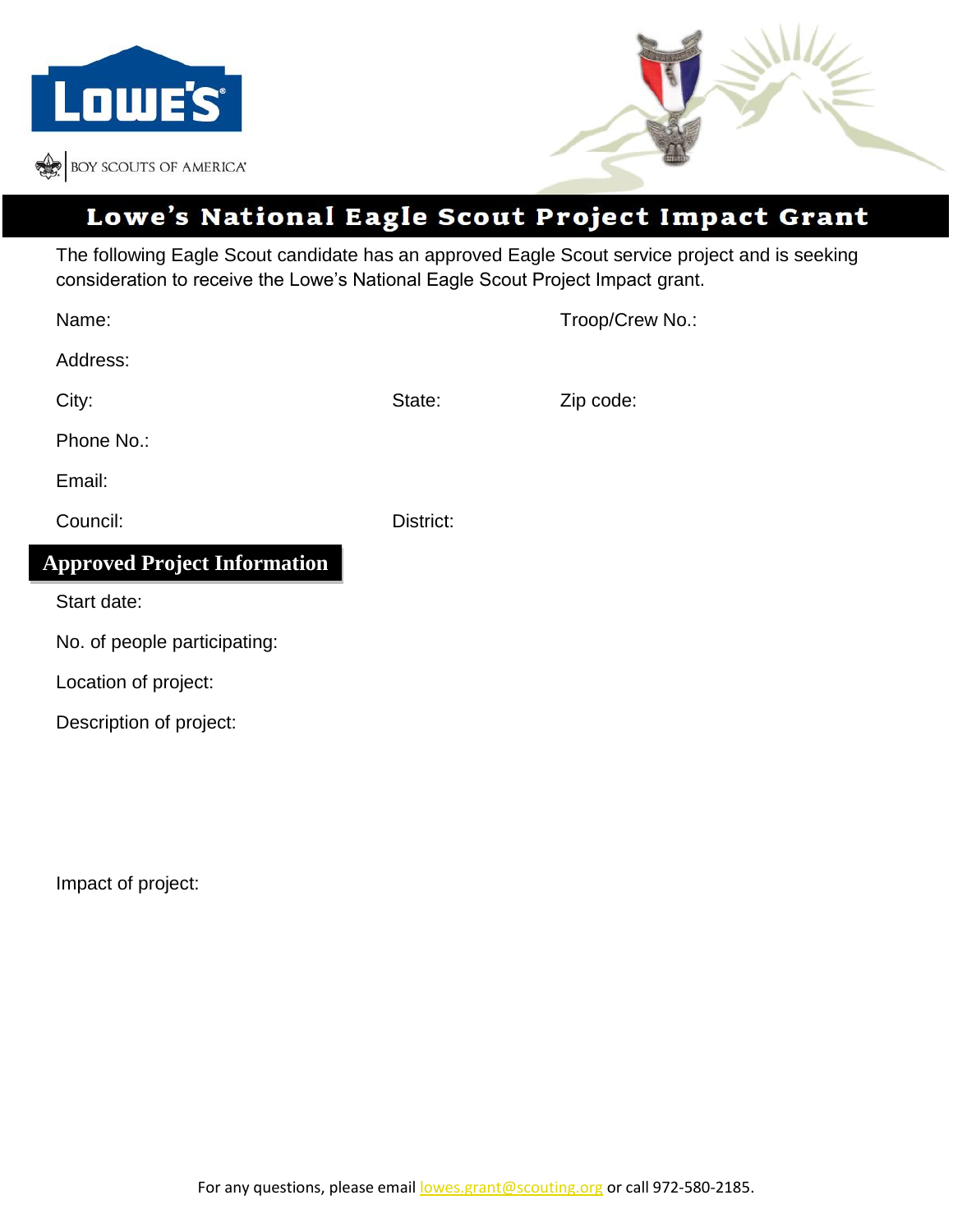LOWE'S

BOY SCOUTS OF AMERICA

# Lowe's National Eagle Scout Project Impact Grant

The following Eagle Scout candidate has an approved Eagle Scout service project and is seeking consideration to receive the Lowe's National Eagle Scout Project Impact grant.

Name: Troop/Crew No.:

Address:

City: State: Zip code:

Phone No.:

Email:

Council: District:

## Approved Project Information

Start date:

No. of people participating:

Location of project:

Description of project:

Impact of project:

For any questions, please email lowes.grant@scouting.org or call 972-580-2185.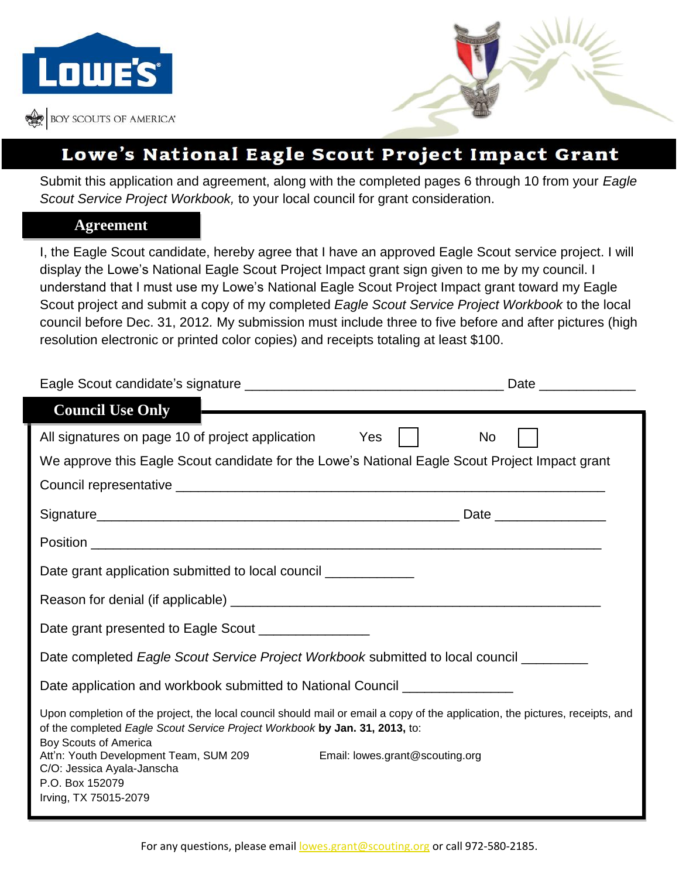LOWE'S

BOY SCOUTS OF AMERICA

# Lowe's National Eagle Scout Project Impact Grant

Submit this application and agreement, along with the completed pages 6 through 10 from your *Eagle Scout Service Project Workbook,* to your local council for grant consideration.

## Agreement

I, the Eagle Scout candidate, hereby agree that I have an approved Eagle Scout service project. I will display the Lowe's National Eagle Scout Project Impact grant sign given to me by my council. I understand that I must use my Lowe's National Eagle Scout Project Impact grant toward my Eagle Scout project and submit a copy of my completed *Eagle Scout Service Project Workbook* to the local council before Dec. 31, 2012. My submission must include three to five before and after pictures (high resolution electronic or printed color copies) and receipts totaling at least $100.

Eagle Scout candidate's signature ___________________________________ Date _____________

## Council Use Only

All signatures on page 10 of project application Yes ☐ No ☐

We approve this Eagle Scout candidate for the Lowe's National Eagle Scout Project Impact grant

Council representative ___________________________________________________________

Signature_________________________________________________ Date _______________

Position _____________________________________________________________________

Date grant application submitted to local council ____________

Reason for denial (if applicable) __________________________________________________

Date grant presented to Eagle Scout _______________

Date completed *Eagle Scout Service Project Workbook* submitted to local council _________

Date application and workbook submitted to National Council _______________

Upon completion of the project, the local council should mail or email a copy of the application, the pictures, receipts, and of the completed *Eagle Scout Service Project Workbook* **by Jan. 31, 2013,** to:

Boy Scouts of America
Att'n: Youth Development Team, SUM 209
C/O: Jessica Ayala-Janscha
P.O. Box 152079
Irving, TX 75015-2079

Email: lowes.grant@scouting.org

For any questions, please email lowes.grant@scouting.org or call 972-580-2185.